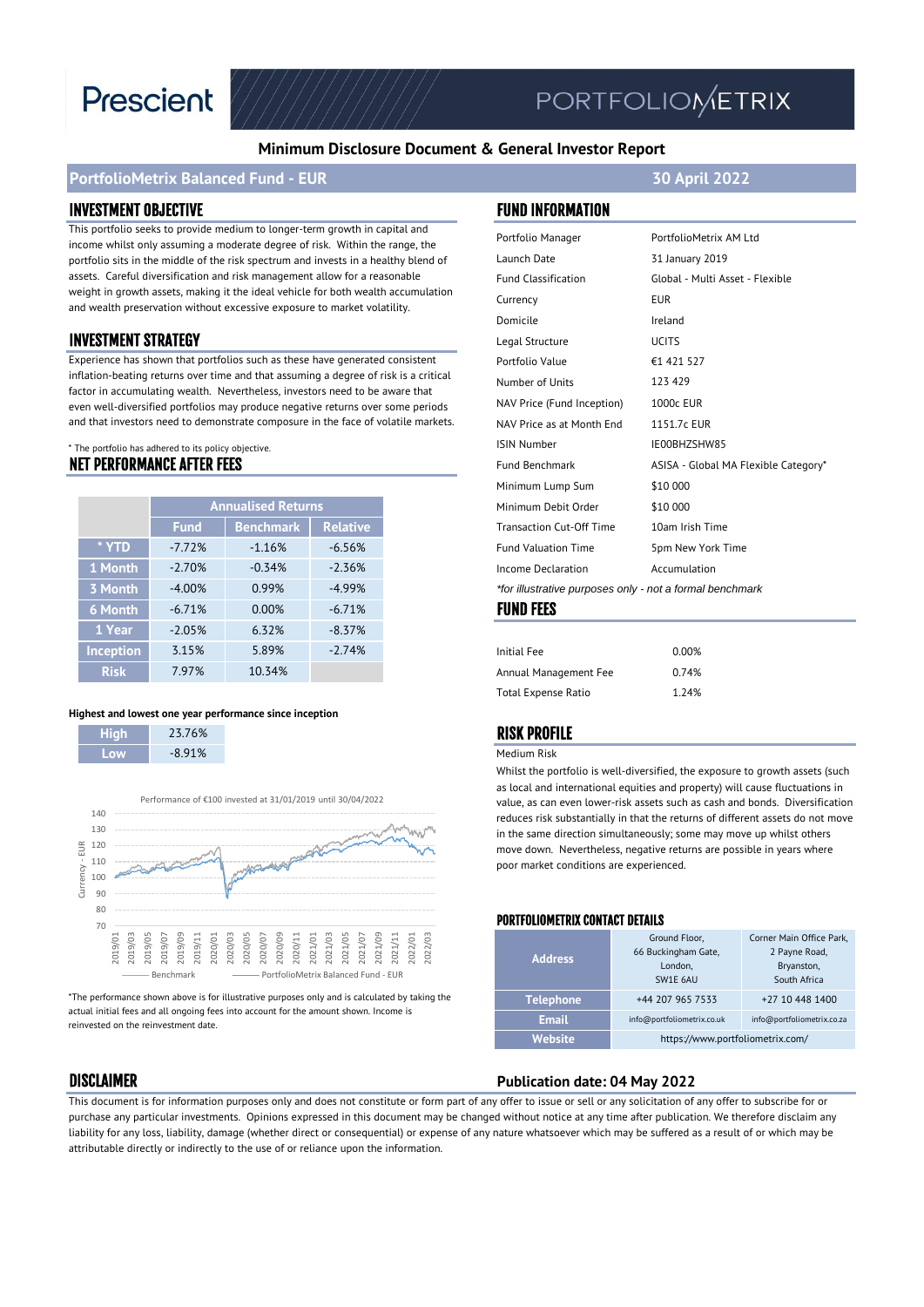Prescient | PORTFOLIOMETRIX

## Minimum Disclosure Document & General Investor Report

## PortfolioMetrix Balanced Fund - EUR — 30 April 2022

### INVESTMENT OBJECTIVE

This portfolio seeks to provide medium to longer-term growth in capital and income whilst only assuming a moderate degree of risk. Within the range, the portfolio sits in the middle of the risk spectrum and invests in a healthy blend of assets. Careful diversification and risk management allow for a reasonable weight in growth assets, making it the ideal vehicle for both wealth accumulation and wealth preservation without excessive exposure to market volatility.

### INVESTMENT STRATEGY

Experience has shown that portfolios such as these have generated consistent inflation-beating returns over time and that assuming a degree of risk is a critical factor in accumulating wealth. Nevertheless, investors need to be aware that even well-diversified portfolios may produce negative returns over some periods and that investors need to demonstrate composure in the face of volatile markets.

\* The portfolio has adhered to its policy objective.

### NET PERFORMANCE AFTER FEES

| | Annualised Returns | | |
|---|---|---|---|
| | Fund | Benchmark | Relative |
| * YTD | -7.72% | -1.16% | -6.56% |
| 1 Month | -2.70% | -0.34% | -2.36% |
| 3 Month | -4.00% | 0.99% | -4.99% |
| 6 Month | -6.71% | 0.00% | -6.71% |
| 1 Year | -2.05% | 6.32% | -8.37% |
| Inception | 3.15% | 5.89% | -2.74% |
| Risk | 7.97% | 10.34% | |

**Highest and lowest one year performance since inception**

| | |
|---|---|
| High | 23.76% |
| Low | -8.91% |

Performance of €100 invested at 31/01/2019 until 30/04/2022

*The performance shown above is for illustrative purposes only and is calculated by taking the actual initial fees and all ongoing fees into account for the amount shown. Income is reinvested on the reinvestment date.

### FUND INFORMATION

| | |
|---|---|
| Portfolio Manager | PortfolioMetrix AM Ltd |
| Launch Date | 31 January 2019 |
| Fund Classification | Global - Multi Asset - Flexible |
| Currency | EUR |
| Domicile | Ireland |
| Legal Structure | UCITS |
| Portfolio Value | €1 421 527 |
| Number of Units | 123 429 |
| NAV Price (Fund Inception) | 1000c EUR |
| NAV Price as at Month End | 1151.7c EUR |
| ISIN Number | IE00BHZSHW85 |
| Fund Benchmark | ASISA - Global MA Flexible Category* |
| Minimum Lump Sum | $10 000 |
| Minimum Debit Order | $10 000 |
| Transaction Cut-Off Time | 10am Irish Time |
| Fund Valuation Time | 5pm New York Time |
| Income Declaration | Accumulation |

*for illustrative purposes only - not a formal benchmark*

### FUND FEES

| | |
|---|---|
| Initial Fee | 0.00% |
| Annual Management Fee | 0.74% |
| Total Expense Ratio | 1.24% |

### RISK PROFILE

Medium Risk

Whilst the portfolio is well-diversified, the exposure to growth assets (such as local and international equities and property) will cause fluctuations in value, as can even lower-risk assets such as cash and bonds. Diversification reduces risk substantially in that the returns of different assets do not move in the same direction simultaneously; some may move up whilst others move down. Nevertheless, negative returns are possible in years where poor market conditions are experienced.

### PORTFOLIOMETRIX CONTACT DETAILS

| | | |
|---|---|---|
| Address | Ground Floor, 66 Buckingham Gate, London, SW1E 6AU | Corner Main Office Park, 2 Payne Road, Bryanston, South Africa |
| Telephone | +44 207 965 7533 | +27 10 448 1400 |
| Email | info@portfoliometrix.co.uk | info@portfoliometrix.co.za |
| Website | https://www.portfoliometrix.com/ | |

### DISCLAIMER

**Publication date: 04 May 2022**

This document is for information purposes only and does not constitute or form part of any offer to issue or sell or any solicitation of any offer to subscribe for or purchase any particular investments. Opinions expressed in this document may be changed without notice at any time after publication. We therefore disclaim any liability for any loss, liability, damage (whether direct or consequential) or expense of any nature whatsoever which may be suffered as a result of or which may be attributable directly or indirectly to the use of or reliance upon the information.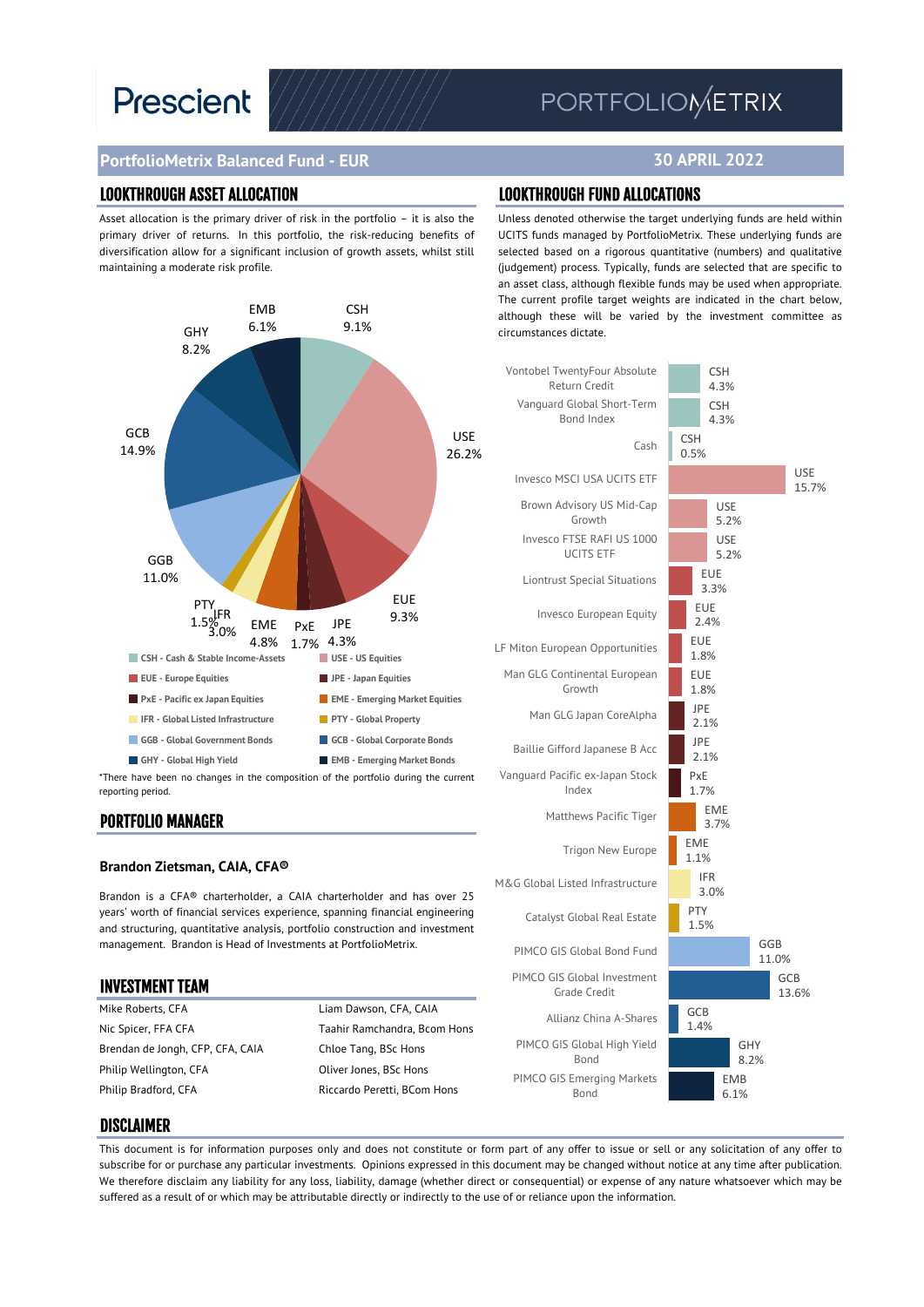Prescient | PORTFOLIOMETRIX

## PortfolioMetrix Balanced Fund - EUR

**30 APRIL 2022**

## LOOKTHROUGH ASSET ALLOCATION

Asset allocation is the primary driver of risk in the portfolio – it is also the primary driver of returns. In this portfolio, the risk-reducing benefits of diversification allow for a significant inclusion of growth assets, whilst still maintaining a moderate risk profile.

| Asset Class | Allocation |
|---|---|
| CSH - Cash & Stable Income-Assets | 9.1% |
| USE - US Equities | 26.2% |
| EUE - Europe Equities | 9.3% |
| JPE - Japan Equities | 4.3% |
| PxE - Pacific ex Japan Equities | 1.7% |
| EME - Emerging Market Equities | 4.8% |
| IFR - Global Listed Infrastructure | 3.0% |
| PTY - Global Property | 1.5% |
| GGB - Global Government Bonds | 11.0% |
| GCB - Global Corporate Bonds | 14.9% |
| GHY - Global High Yield | 8.2% |
| EMB - Emerging Market Bonds | 6.1% |

*There have been no changes in the composition of the portfolio during the current reporting period.

## PORTFOLIO MANAGER

**Brandon Zietsman, CAIA, CFA®**

Brandon is a CFA® charterholder, a CAIA charterholder and has over 25 years' worth of financial services experience, spanning financial engineering and structuring, quantitative analysis, portfolio construction and investment management. Brandon is Head of Investments at PortfolioMetrix.

## INVESTMENT TEAM

| | |
|---|---|
| Mike Roberts, CFA | Liam Dawson, CFA, CAIA |
| Nic Spicer, FFA CFA | Taahir Ramchandra, Bcom Hons |
| Brendan de Jongh, CFP, CFA, CAIA | Chloe Tang, BSc Hons |
| Philip Wellington, CFA | Oliver Jones, BSc Hons |
| Philip Bradford, CFA | Riccardo Peretti, BCom Hons |

## LOOKTHROUGH FUND ALLOCATIONS

Unless denoted otherwise the target underlying funds are held within UCITS funds managed by PortfolioMetrix. These underlying funds are selected based on a rigorous quantitative (numbers) and qualitative (judgement) process. Typically, funds are selected that are specific to an asset class, although flexible funds may be used when appropriate. The current profile target weights are indicated in the chart below, although these will be varied by the investment committee as circumstances dictate.

| Fund | Asset Class | Weight |
|---|---|---|
| Vontobel TwentyFour Absolute Return Credit | CSH | 4.3% |
| Vanguard Global Short-Term Bond Index | CSH | 4.3% |
| Cash | CSH | 0.5% |
| Invesco MSCI USA UCITS ETF | USE | 15.7% |
| Brown Advisory US Mid-Cap Growth | USE | 5.2% |
| Invesco FTSE RAFI US 1000 UCITS ETF | USE | 5.2% |
| Liontrust Special Situations | EUE | 3.3% |
| Invesco European Equity | EUE | 2.4% |
| LF Miton European Opportunities | EUE | 1.8% |
| Man GLG Continental European Growth | EUE | 1.8% |
| Man GLG Japan CoreAlpha | JPE | 2.1% |
| Baillie Gifford Japanese B Acc | JPE | 2.1% |
| Vanguard Pacific ex-Japan Stock Index | PxE | 1.7% |
| Matthews Pacific Tiger | EME | 3.7% |
| Trigon New Europe | EME | 1.1% |
| M&G Global Listed Infrastructure | IFR | 3.0% |
| Catalyst Global Real Estate | PTY | 1.5% |
| PIMCO GIS Global Bond Fund | GGB | 11.0% |
| PIMCO GIS Global Investment Grade Credit | GCB | 13.6% |
| Allianz China A-Shares | GCB | 1.4% |
| PIMCO GIS Global High Yield Bond | GHY | 8.2% |
| PIMCO GIS Emerging Markets Bond | EMB | 6.1% |

## DISCLAIMER

This document is for information purposes only and does not constitute or form part of any offer to issue or sell or any solicitation of any offer to subscribe for or purchase any particular investments. Opinions expressed in this document may be changed without notice at any time after publication. We therefore disclaim any liability for any loss, liability, damage (whether direct or consequential) or expense of any nature whatsoever which may be suffered as a result of or which may be attributable directly or indirectly to the use of or reliance upon the information.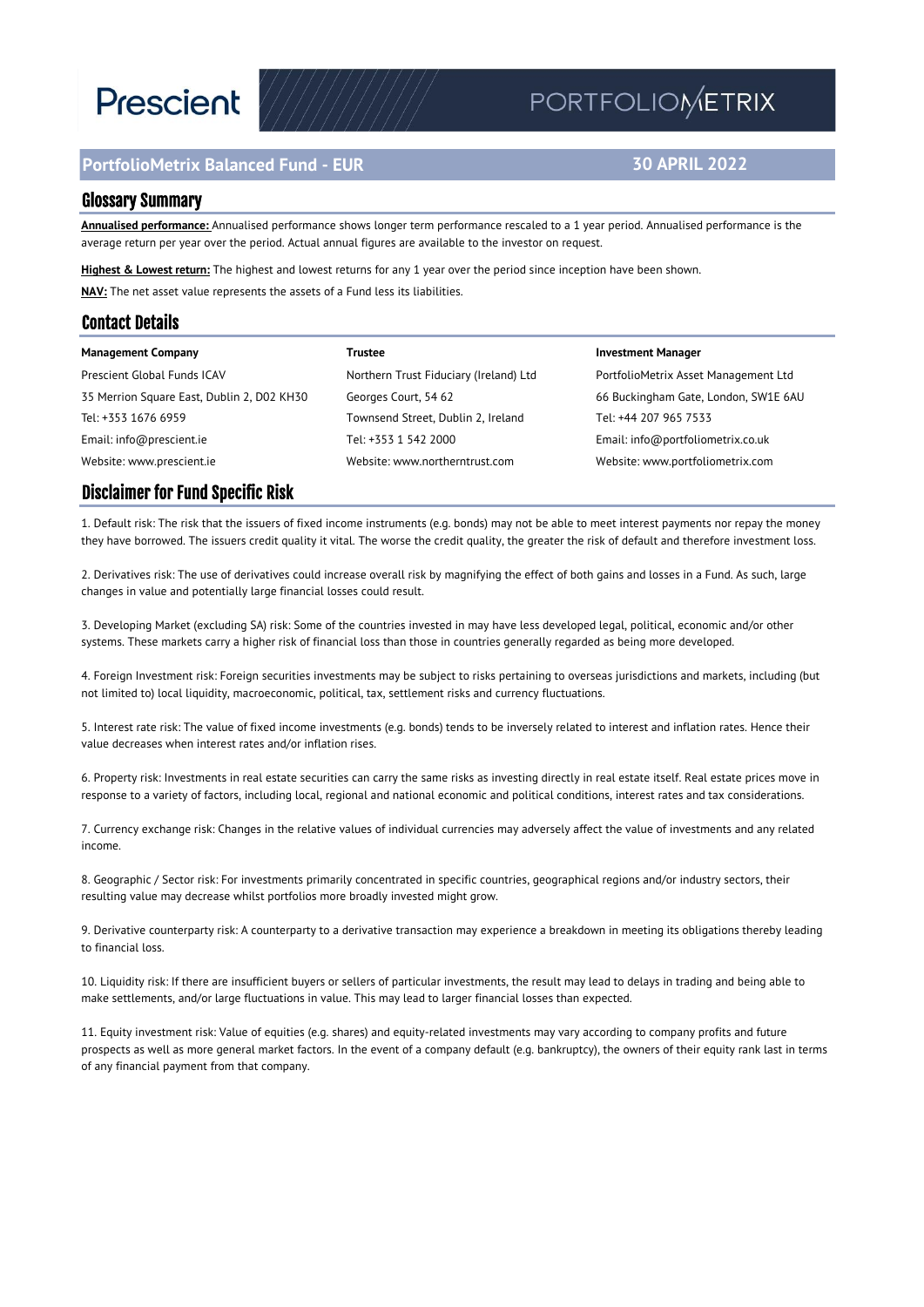# PortfolioMetrix Balanced Fund - EUR

**30 APRIL 2022**

## Glossary Summary

**Annualised performance:** Annualised performance shows longer term performance rescaled to a 1 year period. Annualised performance is the average return per year over the period. Actual annual figures are available to the investor on request.

**Highest & Lowest return:** The highest and lowest returns for any 1 year over the period since inception have been shown.

**NAV:** The net asset value represents the assets of a Fund less its liabilities.

## Contact Details

**Management Company**

Prescient Global Funds ICAV
35 Merrion Square East, Dublin 2, D02 KH30
Tel: +353 1676 6959
Email: info@prescient.ie
Website: www.prescient.ie

**Trustee**

Northern Trust Fiduciary (Ireland) Ltd
Georges Court, 54 62
Townsend Street, Dublin 2, Ireland
Tel: +353 1 542 2000
Website: www.northerntrust.com

**Investment Manager**

PortfolioMetrix Asset Management Ltd
66 Buckingham Gate, London, SW1E 6AU
Tel: +44 207 965 7533
Email: info@portfoliometrix.co.uk
Website: www.portfoliometrix.com

## Disclaimer for Fund Specific Risk

1. Default risk: The risk that the issuers of fixed income instruments (e.g. bonds) may not be able to meet interest payments nor repay the money they have borrowed. The issuers credit quality it vital. The worse the credit quality, the greater the risk of default and therefore investment loss.

2. Derivatives risk: The use of derivatives could increase overall risk by magnifying the effect of both gains and losses in a Fund. As such, large changes in value and potentially large financial losses could result.

3. Developing Market (excluding SA) risk: Some of the countries invested in may have less developed legal, political, economic and/or other systems. These markets carry a higher risk of financial loss than those in countries generally regarded as being more developed.

4. Foreign Investment risk: Foreign securities investments may be subject to risks pertaining to overseas jurisdictions and markets, including (but not limited to) local liquidity, macroeconomic, political, tax, settlement risks and currency fluctuations.

5. Interest rate risk: The value of fixed income investments (e.g. bonds) tends to be inversely related to interest and inflation rates. Hence their value decreases when interest rates and/or inflation rises.

6. Property risk: Investments in real estate securities can carry the same risks as investing directly in real estate itself. Real estate prices move in response to a variety of factors, including local, regional and national economic and political conditions, interest rates and tax considerations.

7. Currency exchange risk: Changes in the relative values of individual currencies may adversely affect the value of investments and any related income.

8. Geographic / Sector risk: For investments primarily concentrated in specific countries, geographical regions and/or industry sectors, their resulting value may decrease whilst portfolios more broadly invested might grow.

9. Derivative counterparty risk: A counterparty to a derivative transaction may experience a breakdown in meeting its obligations thereby leading to financial loss.

10. Liquidity risk: If there are insufficient buyers or sellers of particular investments, the result may lead to delays in trading and being able to make settlements, and/or large fluctuations in value. This may lead to larger financial losses than expected.

11. Equity investment risk: Value of equities (e.g. shares) and equity-related investments may vary according to company profits and future prospects as well as more general market factors. In the event of a company default (e.g. bankruptcy), the owners of their equity rank last in terms of any financial payment from that company.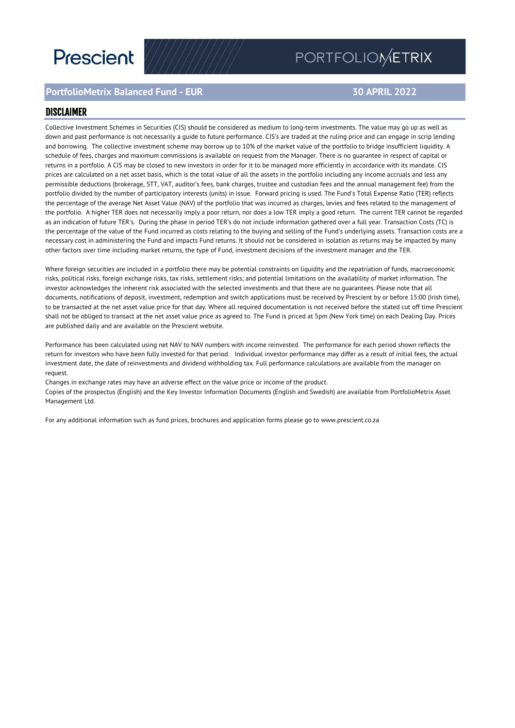**PortfolioMetrix Balanced Fund - EUR** **30 APRIL 2022**

## DISCLAIMER

Collective Investment Schemes in Securities (CIS) should be considered as medium to long-term investments. The value may go up as well as down and past performance is not necessarily a guide to future performance. CIS's are traded at the ruling price and can engage in scrip lending and borrowing. The collective investment scheme may borrow up to 10% of the market value of the portfolio to bridge insufficient liquidity. A schedule of fees, charges and maximum commissions is available on request from the Manager. There is no guarantee in respect of capital or returns in a portfolio. A CIS may be closed to new investors in order for it to be managed more efficiently in accordance with its mandate. CIS prices are calculated on a net asset basis, which is the total value of all the assets in the portfolio including any income accruals and less any permissible deductions (brokerage, STT, VAT, auditor's fees, bank charges, trustee and custodian fees and the annual management fee) from the portfolio divided by the number of participatory interests (units) in issue. Forward pricing is used. The Fund's Total Expense Ratio (TER) reflects the percentage of the average Net Asset Value (NAV) of the portfolio that was incurred as charges, levies and fees related to the management of the portfolio. A higher TER does not necessarily imply a poor return, nor does a low TER imply a good return. The current TER cannot be regarded as an indication of future TER's. During the phase in period TER's do not include information gathered over a full year. Transaction Costs (TC) is the percentage of the value of the Fund incurred as costs relating to the buying and selling of the Fund's underlying assets. Transaction costs are a necessary cost in administering the Fund and impacts Fund returns. It should not be considered in isolation as returns may be impacted by many other factors over time including market returns, the type of Fund, investment decisions of the investment manager and the TER.

Where foreign securities are included in a portfolio there may be potential constraints on liquidity and the repatriation of funds, macroeconomic risks, political risks, foreign exchange risks, tax risks, settlement risks; and potential limitations on the availability of market information. The investor acknowledges the inherent risk associated with the selected investments and that there are no guarantees. Please note that all documents, notifications of deposit, investment, redemption and switch applications must be received by Prescient by or before 15:00 (Irish time), to be transacted at the net asset value price for that day. Where all required documentation is not received before the stated cut off time Prescient shall not be obliged to transact at the net asset value price as agreed to. The Fund is priced at 5pm (New York time) on each Dealing Day. Prices are published daily and are available on the Prescient website.

Performance has been calculated using net NAV to NAV numbers with income reinvested. The performance for each period shown reflects the return for investors who have been fully invested for that period. Individual investor performance may differ as a result of initial fees, the actual investment date, the date of reinvestments and dividend withholding tax. Full performance calculations are available from the manager on request.

Changes in exchange rates may have an adverse effect on the value price or income of the product.

Copies of the prospectus (English) and the Key Investor Information Documents (English and Swedish) are available from PortfolioMetrix Asset Management Ltd.

For any additional information such as fund prices, brochures and application forms please go to www.prescient.co.za